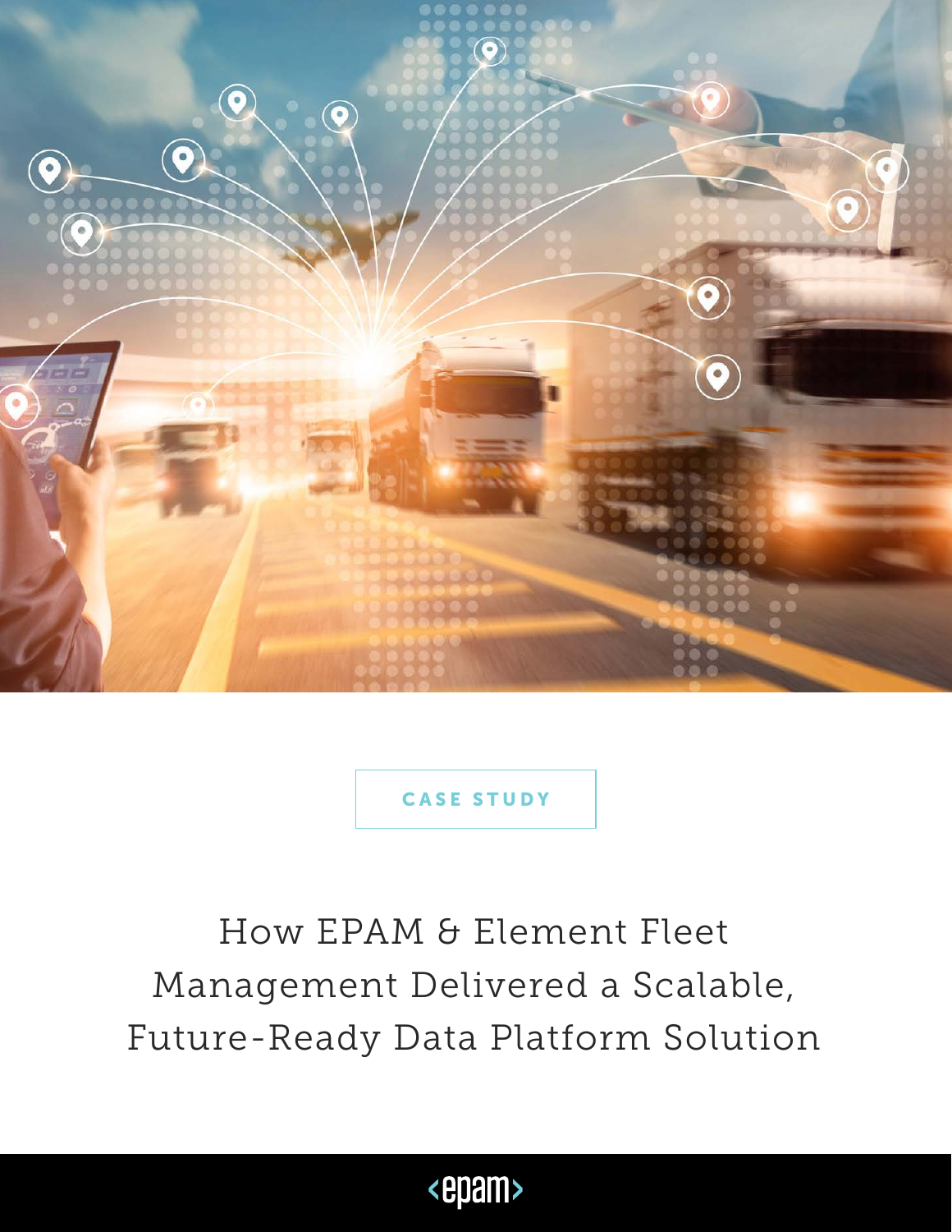CASE STUDY

# How EPAM & Element Fleet Management Delivered a Scalable, Future-Ready Data Platform Solution

<epam>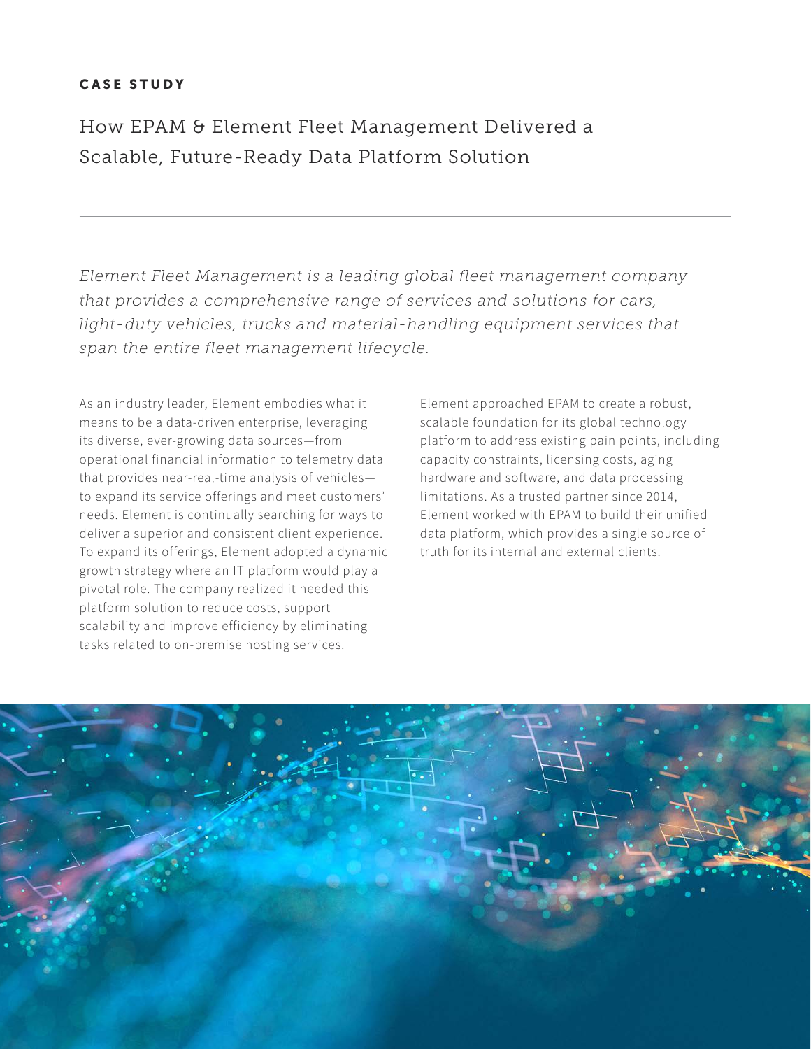**CASE STUDY**

# How EPAM & Element Fleet Management Delivered a Scalable, Future-Ready Data Platform Solution

---

*Element Fleet Management is a leading global fleet management company that provides a comprehensive range of services and solutions for cars, light-duty vehicles, trucks and material-handling equipment services that span the entire fleet management lifecycle.*

As an industry leader, Element embodies what it means to be a data-driven enterprise, leveraging its diverse, ever-growing data sources—from operational financial information to telemetry data that provides near-real-time analysis of vehicles—to expand its service offerings and meet customers' needs. Element is continually searching for ways to deliver a superior and consistent client experience. To expand its offerings, Element adopted a dynamic growth strategy where an IT platform would play a pivotal role. The company realized it needed this platform solution to reduce costs, support scalability and improve efficiency by eliminating tasks related to on-premise hosting services.

Element approached EPAM to create a robust, scalable foundation for its global technology platform to address existing pain points, including capacity constraints, licensing costs, aging hardware and software, and data processing limitations. As a trusted partner since 2014, Element worked with EPAM to build their unified data platform, which provides a single source of truth for its internal and external clients.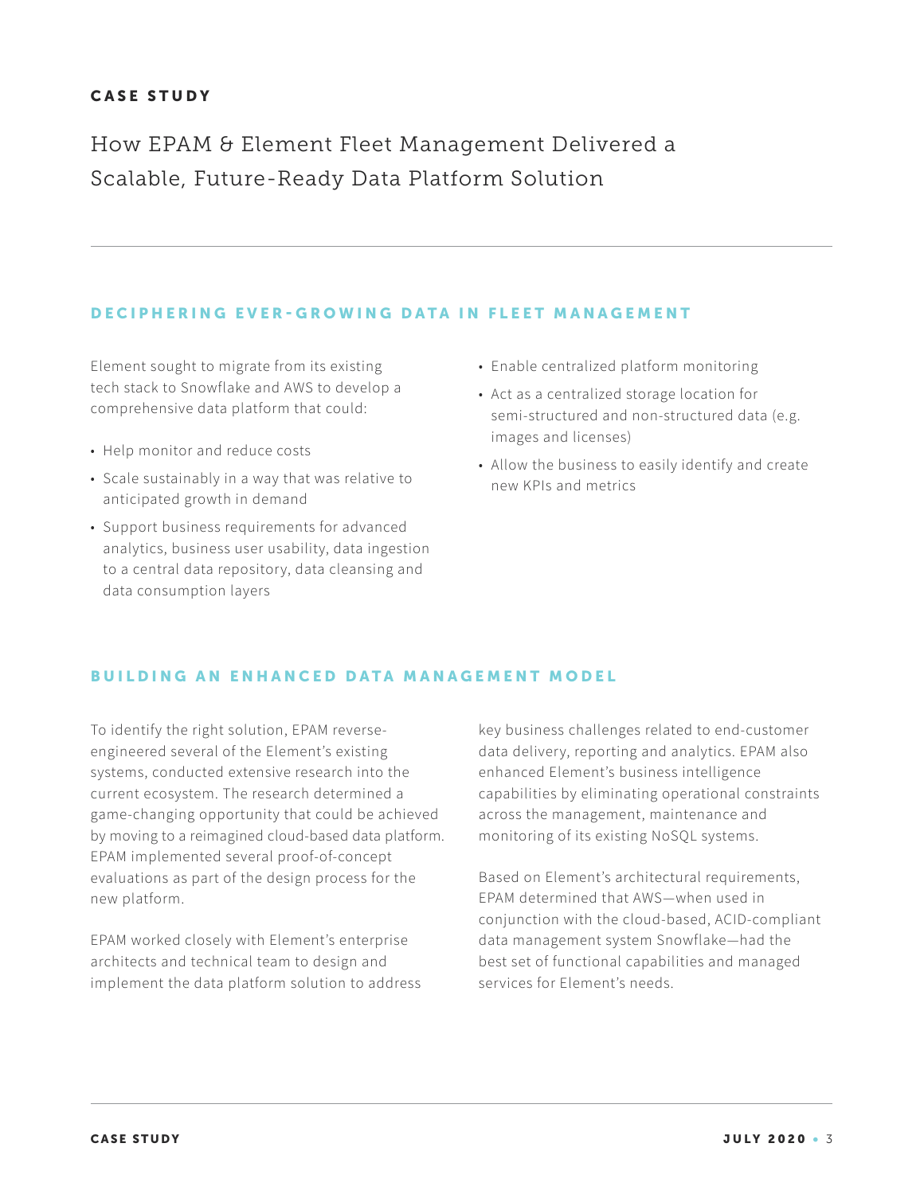CASE STUDY

# How EPAM & Element Fleet Management Delivered a Scalable, Future-Ready Data Platform Solution

## DECIPHERING EVER-GROWING DATA IN FLEET MANAGEMENT

Element sought to migrate from its existing tech stack to Snowflake and AWS to develop a comprehensive data platform that could:

- Help monitor and reduce costs
- Scale sustainably in a way that was relative to anticipated growth in demand
- Support business requirements for advanced analytics, business user usability, data ingestion to a central data repository, data cleansing and data consumption layers
- Enable centralized platform monitoring
- Act as a centralized storage location for semi-structured and non-structured data (e.g. images and licenses)
- Allow the business to easily identify and create new KPIs and metrics

## BUILDING AN ENHANCED DATA MANAGEMENT MODEL

To identify the right solution, EPAM reverse-engineered several of the Element's existing systems, conducted extensive research into the current ecosystem. The research determined a game-changing opportunity that could be achieved by moving to a reimagined cloud-based data platform. EPAM implemented several proof-of-concept evaluations as part of the design process for the new platform.

EPAM worked closely with Element's enterprise architects and technical team to design and implement the data platform solution to address key business challenges related to end-customer data delivery, reporting and analytics. EPAM also enhanced Element's business intelligence capabilities by eliminating operational constraints across the management, maintenance and monitoring of its existing NoSQL systems.

Based on Element's architectural requirements, EPAM determined that AWS—when used in conjunction with the cloud-based, ACID-compliant data management system Snowflake—had the best set of functional capabilities and managed services for Element's needs.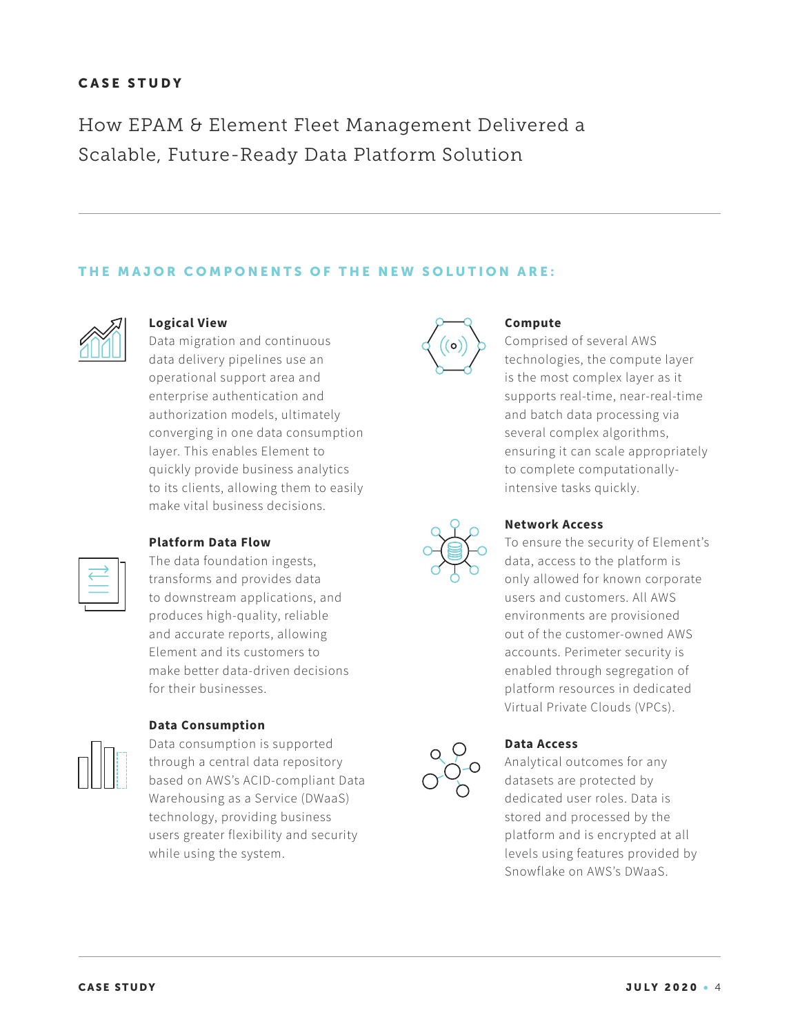CASE STUDY

# How EPAM & Element Fleet Management Delivered a Scalable, Future-Ready Data Platform Solution

## THE MAJOR COMPONENTS OF THE NEW SOLUTION ARE:

### Logical View

Data migration and continuous data delivery pipelines use an operational support area and enterprise authentication and authorization models, ultimately converging in one data consumption layer. This enables Element to quickly provide business analytics to its clients, allowing them to easily make vital business decisions.

### Platform Data Flow

The data foundation ingests, transforms and provides data to downstream applications, and produces high-quality, reliable and accurate reports, allowing Element and its customers to make better data-driven decisions for their businesses.

### Data Consumption

Data consumption is supported through a central data repository based on AWS's ACID-compliant Data Warehousing as a Service (DWaaS) technology, providing business users greater flexibility and security while using the system.

### Compute

Comprised of several AWS technologies, the compute layer is the most complex layer as it supports real-time, near-real-time and batch data processing via several complex algorithms, ensuring it can scale appropriately to complete computationally-intensive tasks quickly.

### Network Access

To ensure the security of Element's data, access to the platform is only allowed for known corporate users and customers. All AWS environments are provisioned out of the customer-owned AWS accounts. Perimeter security is enabled through segregation of platform resources in dedicated Virtual Private Clouds (VPCs).

### Data Access

Analytical outcomes for any datasets are protected by dedicated user roles. Data is stored and processed by the platform and is encrypted at all levels using features provided by Snowflake on AWS's DWaaS.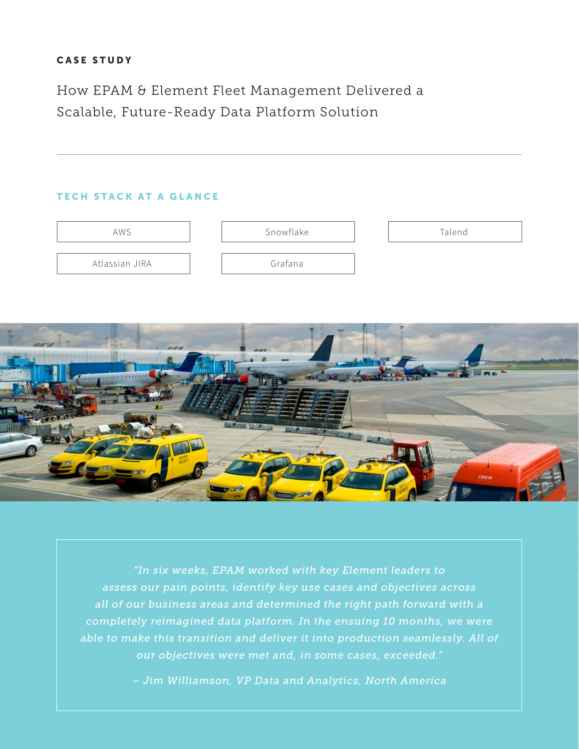**CASE STUDY**

# How EPAM & Element Fleet Management Delivered a Scalable, Future-Ready Data Platform Solution

---

## TECH STACK AT A GLANCE

- AWS
- Snowflake
- Talend
- Atlassian JIRA
- Grafana

*"In six weeks, EPAM worked with key Element leaders to assess our pain points, identify key use cases and objectives across all of our business areas and determined the right path forward with a completely reimagined data platform. In the ensuing 10 months, we were able to make this transition and deliver it into production seamlessly. All of our objectives were met and, in some cases, exceeded."*

*– Jim Williamson, VP Data and Analytics, North America*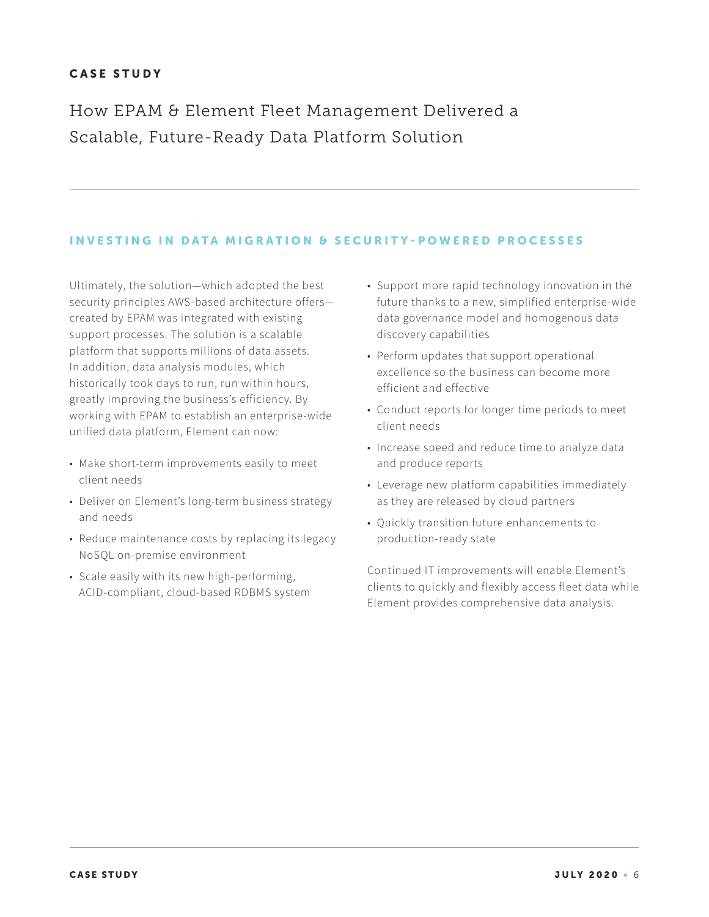## INVESTING IN DATA MIGRATION & SECURITY-POWERED PROCESSES

Ultimately, the solution—which adopted the best security principles AWS-based architecture offers—created by EPAM was integrated with existing support processes. The solution is a scalable platform that supports millions of data assets. In addition, data analysis modules, which historically took days to run, run within hours, greatly improving the business's efficiency. By working with EPAM to establish an enterprise-wide unified data platform, Element can now:

- Make short-term improvements easily to meet client needs
- Deliver on Element's long-term business strategy and needs
- Reduce maintenance costs by replacing its legacy NoSQL on-premise environment
- Scale easily with its new high-performing, ACID-compliant, cloud-based RDBMS system
- Support more rapid technology innovation in the future thanks to a new, simplified enterprise-wide data governance model and homogenous data discovery capabilities
- Perform updates that support operational excellence so the business can become more efficient and effective
- Conduct reports for longer time periods to meet client needs
- Increase speed and reduce time to analyze data and produce reports
- Leverage new platform capabilities immediately as they are released by cloud partners
- Quickly transition future enhancements to production-ready state

Continued IT improvements will enable Element's clients to quickly and flexibly access fleet data while Element provides comprehensive data analysis.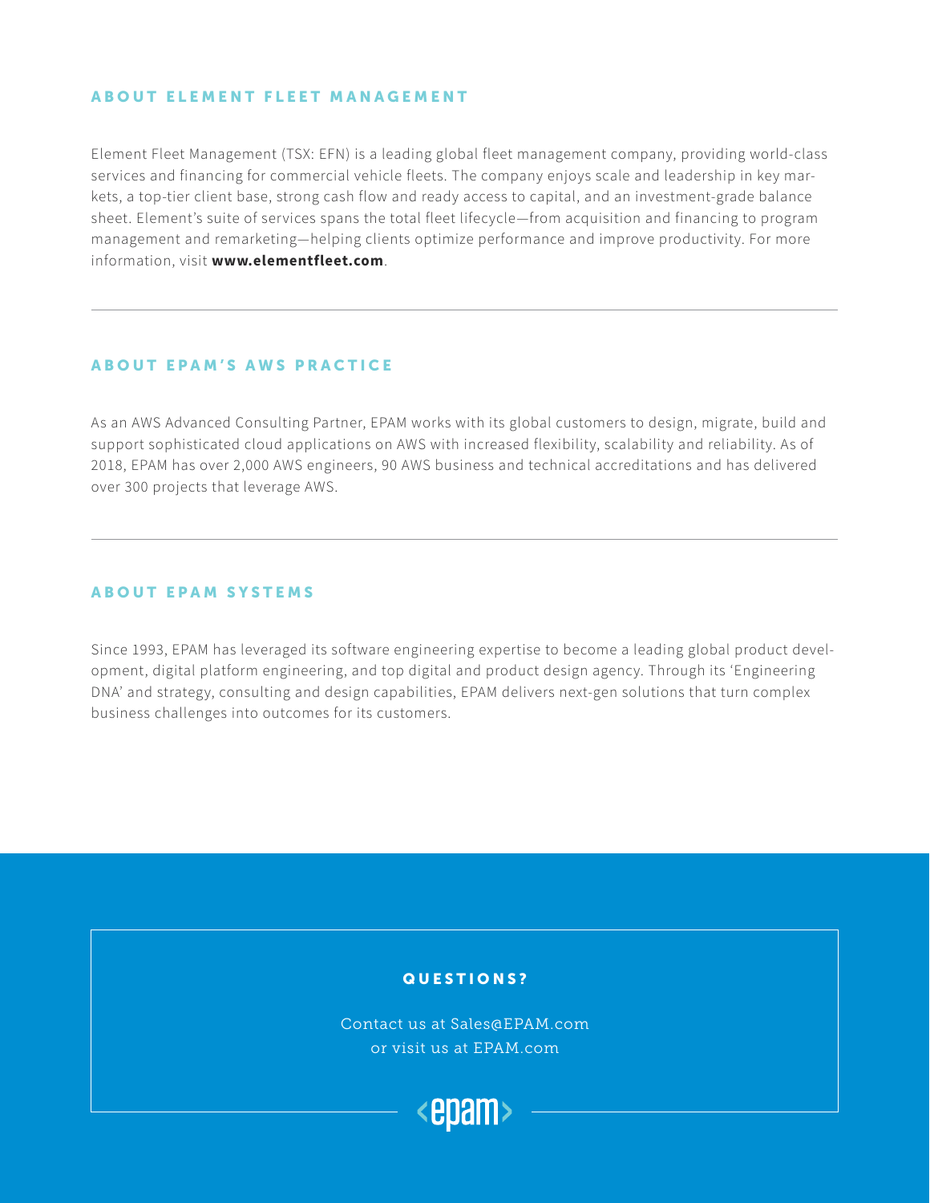## ABOUT ELEMENT FLEET MANAGEMENT

Element Fleet Management (TSX: EFN) is a leading global fleet management company, providing world-class services and financing for commercial vehicle fleets. The company enjoys scale and leadership in key markets, a top-tier client base, strong cash flow and ready access to capital, and an investment-grade balance sheet. Element's suite of services spans the total fleet lifecycle—from acquisition and financing to program management and remarketing—helping clients optimize performance and improve productivity. For more information, visit **www.elementfleet.com**.

---

## ABOUT EPAM'S AWS PRACTICE

As an AWS Advanced Consulting Partner, EPAM works with its global customers to design, migrate, build and support sophisticated cloud applications on AWS with increased flexibility, scalability and reliability. As of 2018, EPAM has over 2,000 AWS engineers, 90 AWS business and technical accreditations and has delivered over 300 projects that leverage AWS.

---

## ABOUT EPAM SYSTEMS

Since 1993, EPAM has leveraged its software engineering expertise to become a leading global product development, digital platform engineering, and top digital and product design agency. Through its 'Engineering DNA' and strategy, consulting and design capabilities, EPAM delivers next-gen solutions that turn complex business challenges into outcomes for its customers.

## QUESTIONS?

Contact us at Sales@EPAM.com
or visit us at EPAM.com

<epam>